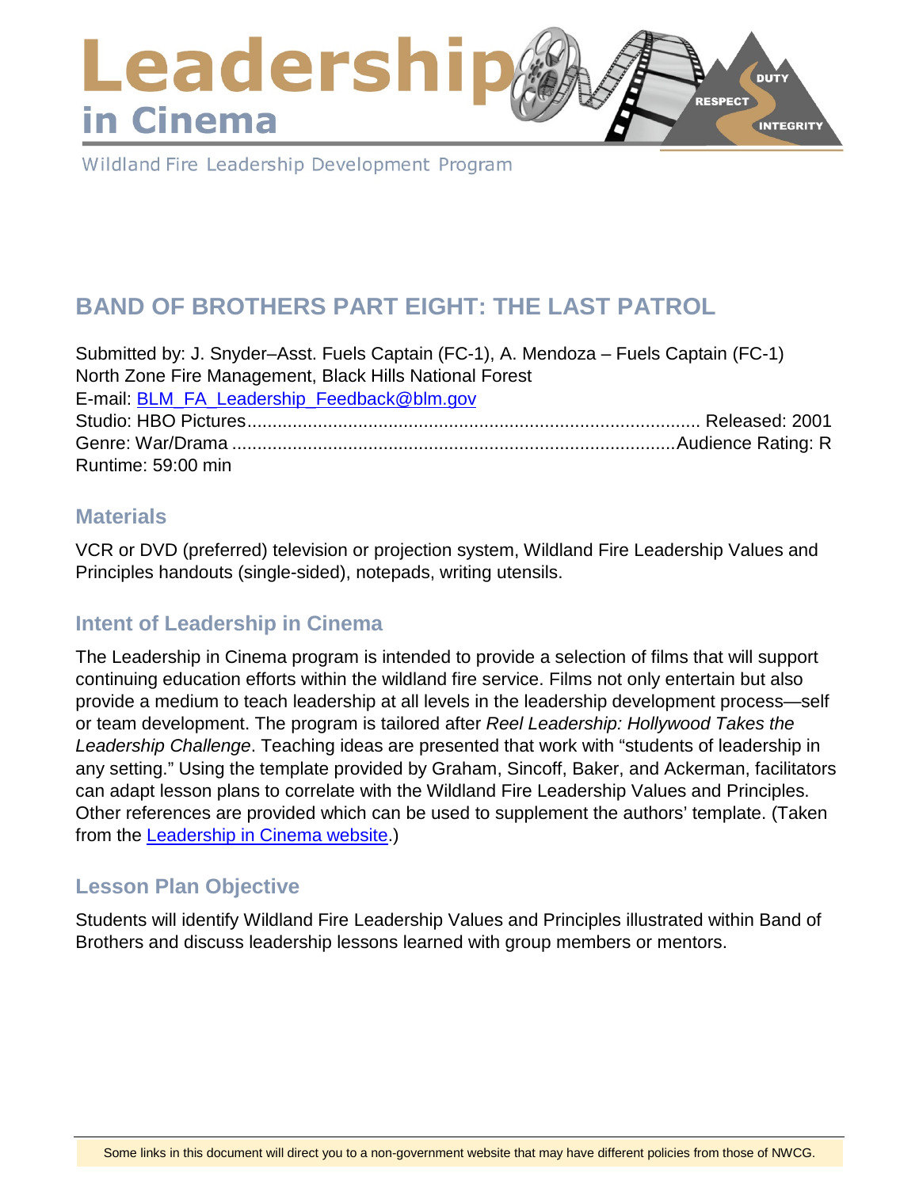# Leadership in Cinema

Wildland Fire Leadership Development Program

## BAND OF BROTHERS PART EIGHT: THE LAST PATROL

Submitted by: J. Snyder–Asst. Fuels Captain (FC-1), A. Mendoza – Fuels Captain (FC-1)
North Zone Fire Management, Black Hills National Forest
E-mail: [BLM_FA_Leadership_Feedback@blm.gov](mailto:BLM_FA_Leadership_Feedback@blm.gov)
Studio: HBO Pictures........................................................................................ Released: 2001
Genre: War/Drama .......................................................................................Audience Rating: R
Runtime: 59:00 min

### Materials

VCR or DVD (preferred) television or projection system, Wildland Fire Leadership Values and Principles handouts (single-sided), notepads, writing utensils.

### Intent of Leadership in Cinema

The Leadership in Cinema program is intended to provide a selection of films that will support continuing education efforts within the wildland fire service. Films not only entertain but also provide a medium to teach leadership at all levels in the leadership development process—self or team development. The program is tailored after *Reel Leadership: Hollywood Takes the Leadership Challenge*. Teaching ideas are presented that work with "students of leadership in any setting." Using the template provided by Graham, Sincoff, Baker, and Ackerman, facilitators can adapt lesson plans to correlate with the Wildland Fire Leadership Values and Principles. Other references are provided which can be used to supplement the authors' template. (Taken from the Leadership in Cinema website.)

### Lesson Plan Objective

Students will identify Wildland Fire Leadership Values and Principles illustrated within Band of Brothers and discuss leadership lessons learned with group members or mentors.

Some links in this document will direct you to a non-government website that may have different policies from those of NWCG.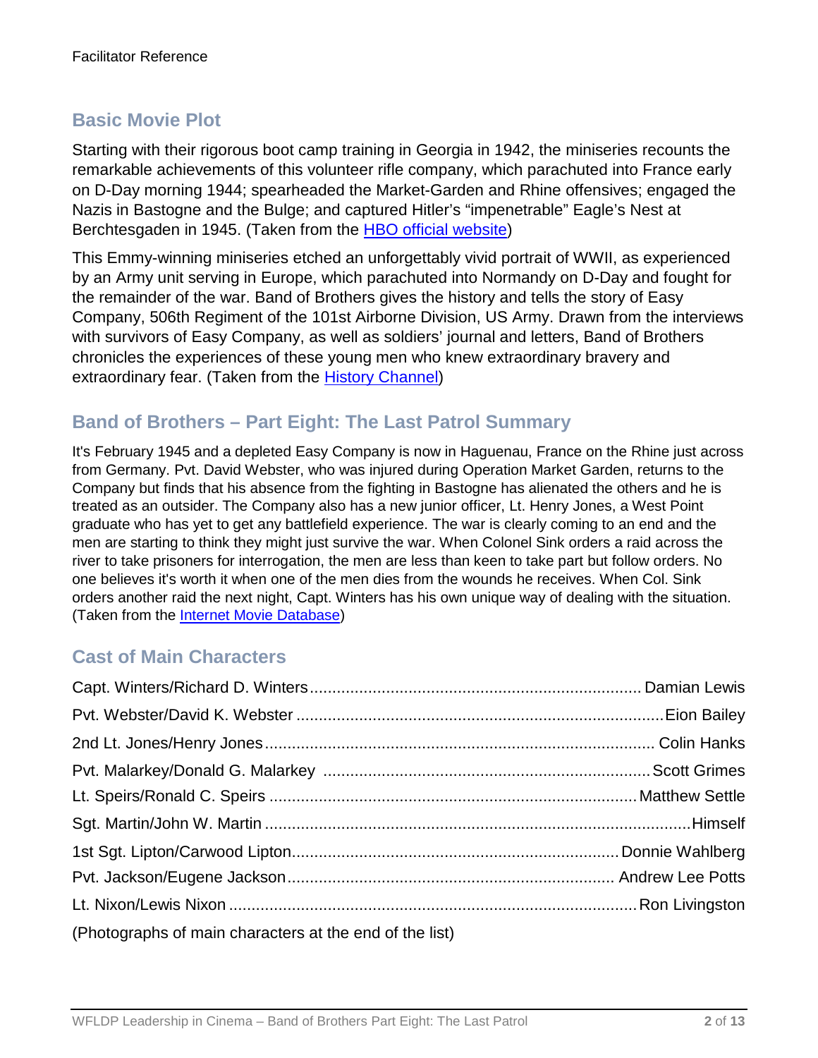## Basic Movie Plot

Starting with their rigorous boot camp training in Georgia in 1942, the miniseries recounts the remarkable achievements of this volunteer rifle company, which parachuted into France early on D-Day morning 1944; spearheaded the Market-Garden and Rhine offensives; engaged the Nazis in Bastogne and the Bulge; and captured Hitler's "impenetrable" Eagle's Nest at Berchtesgaden in 1945. (Taken from the [HBO official website])

This Emmy-winning miniseries etched an unforgettably vivid portrait of WWII, as experienced by an Army unit serving in Europe, which parachuted into Normandy on D-Day and fought for the remainder of the war. Band of Brothers gives the history and tells the story of Easy Company, 506th Regiment of the 101st Airborne Division, US Army. Drawn from the interviews with survivors of Easy Company, as well as soldiers' journal and letters, Band of Brothers chronicles the experiences of these young men who knew extraordinary bravery and extraordinary fear. (Taken from the [History Channel])

## Band of Brothers – Part Eight: The Last Patrol Summary

It's February 1945 and a depleted Easy Company is now in Haguenau, France on the Rhine just across from Germany. Pvt. David Webster, who was injured during Operation Market Garden, returns to the Company but finds that his absence from the fighting in Bastogne has alienated the others and he is treated as an outsider. The Company also has a new junior officer, Lt. Henry Jones, a West Point graduate who has yet to get any battlefield experience. The war is clearly coming to an end and the men are starting to think they might just survive the war. When Colonel Sink orders a raid across the river to take prisoners for interrogation, the men are less than keen to take part but follow orders. No one believes it's worth it when one of the men dies from the wounds he receives. When Col. Sink orders another raid the next night, Capt. Winters has his own unique way of dealing with the situation. (Taken from the [Internet Movie Database])

## Cast of Main Characters

Capt. Winters/Richard D. Winters.......................................................................... Damian Lewis

Pvt. Webster/David K. Webster ..................................................................................Eion Bailey

2nd Lt. Jones/Henry Jones...................................................................................... Colin Hanks

Pvt. Malarkey/Donald G. Malarkey ........................................................................Scott Grimes

Lt. Speirs/Ronald C. Speirs .................................................................................Matthew Settle

Sgt. Martin/John W. Martin ..............................................................................................Himself

1st Sgt. Lipton/Carwood Lipton........................................................................Donnie Wahlberg

Pvt. Jackson/Eugene Jackson......................................................................... Andrew Lee Potts

Lt. Nixon/Lewis Nixon ...........................................................................................Ron Livingston

(Photographs of main characters at the end of the list)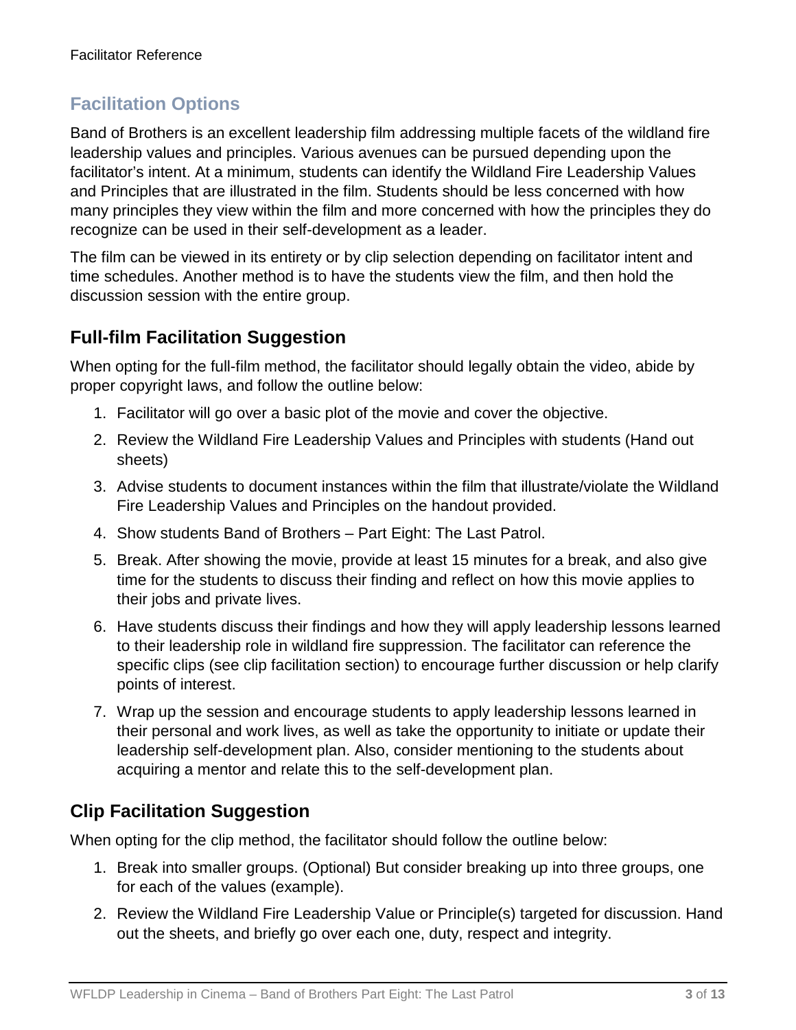## Facilitation Options

Band of Brothers is an excellent leadership film addressing multiple facets of the wildland fire leadership values and principles. Various avenues can be pursued depending upon the facilitator's intent. At a minimum, students can identify the Wildland Fire Leadership Values and Principles that are illustrated in the film. Students should be less concerned with how many principles they view within the film and more concerned with how the principles they do recognize can be used in their self-development as a leader.

The film can be viewed in its entirety or by clip selection depending on facilitator intent and time schedules. Another method is to have the students view the film, and then hold the discussion session with the entire group.

### Full-film Facilitation Suggestion

When opting for the full-film method, the facilitator should legally obtain the video, abide by proper copyright laws, and follow the outline below:

1. Facilitator will go over a basic plot of the movie and cover the objective.
2. Review the Wildland Fire Leadership Values and Principles with students (Hand out sheets)
3. Advise students to document instances within the film that illustrate/violate the Wildland Fire Leadership Values and Principles on the handout provided.
4. Show students Band of Brothers – Part Eight: The Last Patrol.
5. Break. After showing the movie, provide at least 15 minutes for a break, and also give time for the students to discuss their finding and reflect on how this movie applies to their jobs and private lives.
6. Have students discuss their findings and how they will apply leadership lessons learned to their leadership role in wildland fire suppression. The facilitator can reference the specific clips (see clip facilitation section) to encourage further discussion or help clarify points of interest.
7. Wrap up the session and encourage students to apply leadership lessons learned in their personal and work lives, as well as take the opportunity to initiate or update their leadership self-development plan. Also, consider mentioning to the students about acquiring a mentor and relate this to the self-development plan.

### Clip Facilitation Suggestion

When opting for the clip method, the facilitator should follow the outline below:

1. Break into smaller groups. (Optional) But consider breaking up into three groups, one for each of the values (example).
2. Review the Wildland Fire Leadership Value or Principle(s) targeted for discussion. Hand out the sheets, and briefly go over each one, duty, respect and integrity.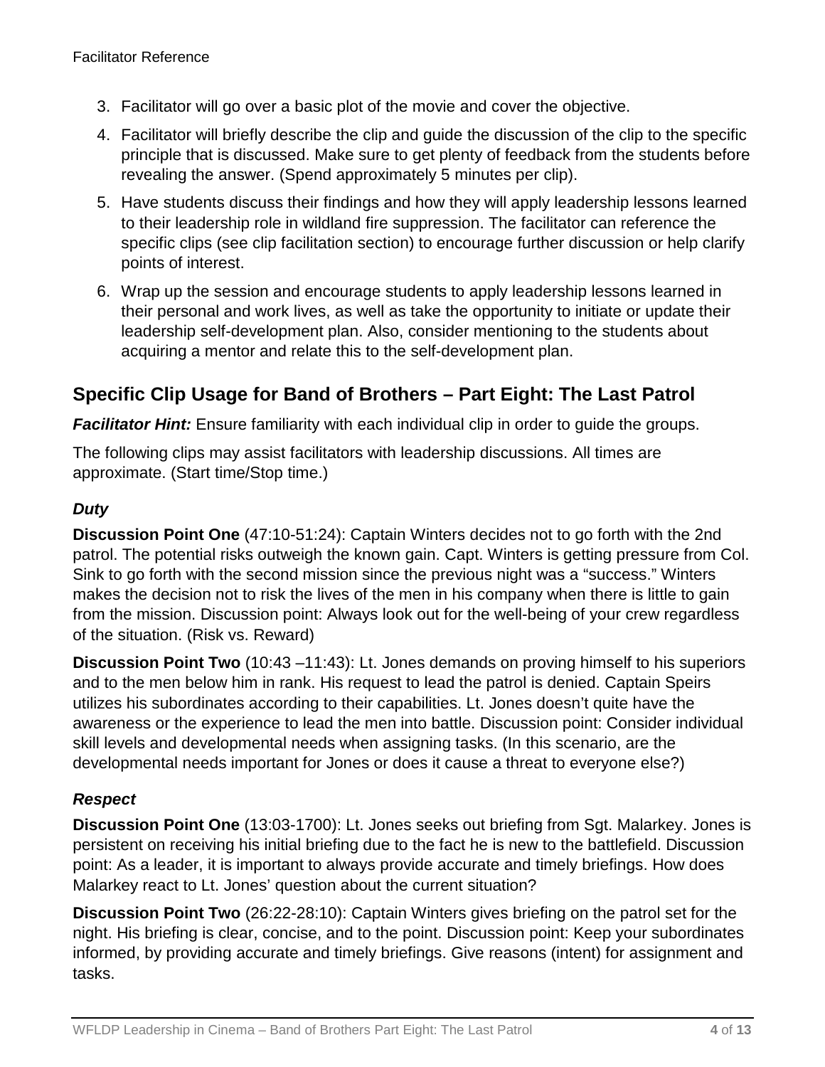3. Facilitator will go over a basic plot of the movie and cover the objective.
4. Facilitator will briefly describe the clip and guide the discussion of the clip to the specific principle that is discussed. Make sure to get plenty of feedback from the students before revealing the answer. (Spend approximately 5 minutes per clip).
5. Have students discuss their findings and how they will apply leadership lessons learned to their leadership role in wildland fire suppression. The facilitator can reference the specific clips (see clip facilitation section) to encourage further discussion or help clarify points of interest.
6. Wrap up the session and encourage students to apply leadership lessons learned in their personal and work lives, as well as take the opportunity to initiate or update their leadership self-development plan. Also, consider mentioning to the students about acquiring a mentor and relate this to the self-development plan.

## Specific Clip Usage for Band of Brothers – Part Eight: The Last Patrol

***Facilitator Hint:*** Ensure familiarity with each individual clip in order to guide the groups.

The following clips may assist facilitators with leadership discussions. All times are approximate. (Start time/Stop time.)

### *Duty*

**Discussion Point One** (47:10-51:24): Captain Winters decides not to go forth with the 2nd patrol. The potential risks outweigh the known gain. Capt. Winters is getting pressure from Col. Sink to go forth with the second mission since the previous night was a "success." Winters makes the decision not to risk the lives of the men in his company when there is little to gain from the mission. Discussion point: Always look out for the well-being of your crew regardless of the situation. (Risk vs. Reward)

**Discussion Point Two** (10:43 –11:43): Lt. Jones demands on proving himself to his superiors and to the men below him in rank. His request to lead the patrol is denied. Captain Speirs utilizes his subordinates according to their capabilities. Lt. Jones doesn't quite have the awareness or the experience to lead the men into battle. Discussion point: Consider individual skill levels and developmental needs when assigning tasks. (In this scenario, are the developmental needs important for Jones or does it cause a threat to everyone else?)

### *Respect*

**Discussion Point One** (13:03-1700): Lt. Jones seeks out briefing from Sgt. Malarkey. Jones is persistent on receiving his initial briefing due to the fact he is new to the battlefield. Discussion point: As a leader, it is important to always provide accurate and timely briefings. How does Malarkey react to Lt. Jones' question about the current situation?

**Discussion Point Two** (26:22-28:10): Captain Winters gives briefing on the patrol set for the night. His briefing is clear, concise, and to the point. Discussion point: Keep your subordinates informed, by providing accurate and timely briefings. Give reasons (intent) for assignment and tasks.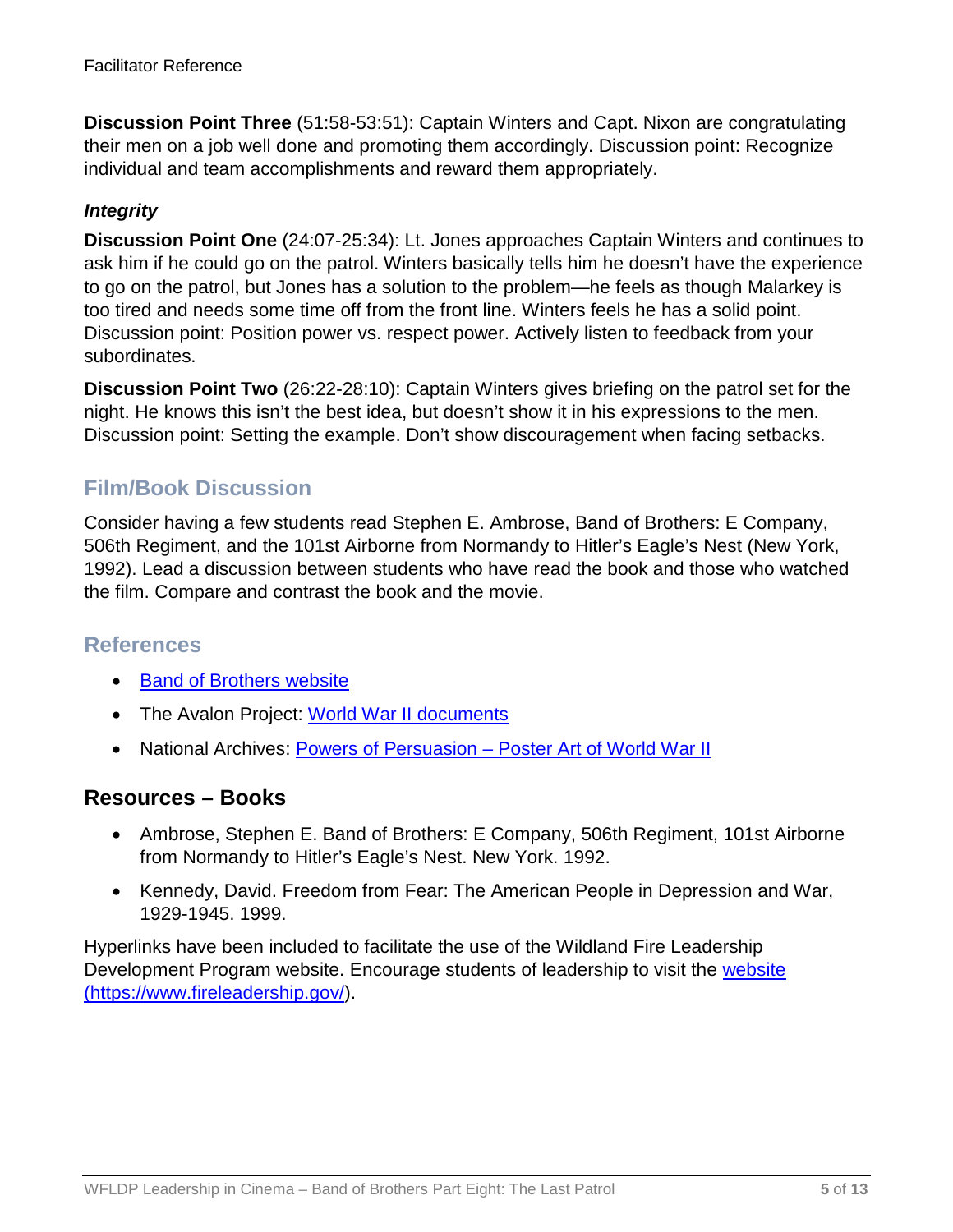**Discussion Point Three** (51:58-53:51): Captain Winters and Capt. Nixon are congratulating their men on a job well done and promoting them accordingly. Discussion point: Recognize individual and team accomplishments and reward them appropriately.

### *Integrity*

**Discussion Point One** (24:07-25:34): Lt. Jones approaches Captain Winters and continues to ask him if he could go on the patrol. Winters basically tells him he doesn't have the experience to go on the patrol, but Jones has a solution to the problem—he feels as though Malarkey is too tired and needs some time off from the front line. Winters feels he has a solid point. Discussion point: Position power vs. respect power. Actively listen to feedback from your subordinates.

**Discussion Point Two** (26:22-28:10): Captain Winters gives briefing on the patrol set for the night. He knows this isn't the best idea, but doesn't show it in his expressions to the men. Discussion point: Setting the example. Don't show discouragement when facing setbacks.

## Film/Book Discussion

Consider having a few students read Stephen E. Ambrose, Band of Brothers: E Company, 506th Regiment, and the 101st Airborne from Normandy to Hitler's Eagle's Nest (New York, 1992). Lead a discussion between students who have read the book and those who watched the film. Compare and contrast the book and the movie.

## References

- Band of Brothers website
- The Avalon Project: World War II documents
- National Archives: Powers of Persuasion – Poster Art of World War II

## Resources – Books

- Ambrose, Stephen E. Band of Brothers: E Company, 506th Regiment, 101st Airborne from Normandy to Hitler's Eagle's Nest. New York. 1992.
- Kennedy, David. Freedom from Fear: The American People in Depression and War, 1929-1945. 1999.

Hyperlinks have been included to facilitate the use of the Wildland Fire Leadership Development Program website. Encourage students of leadership to visit the website (https://www.fireleadership.gov/).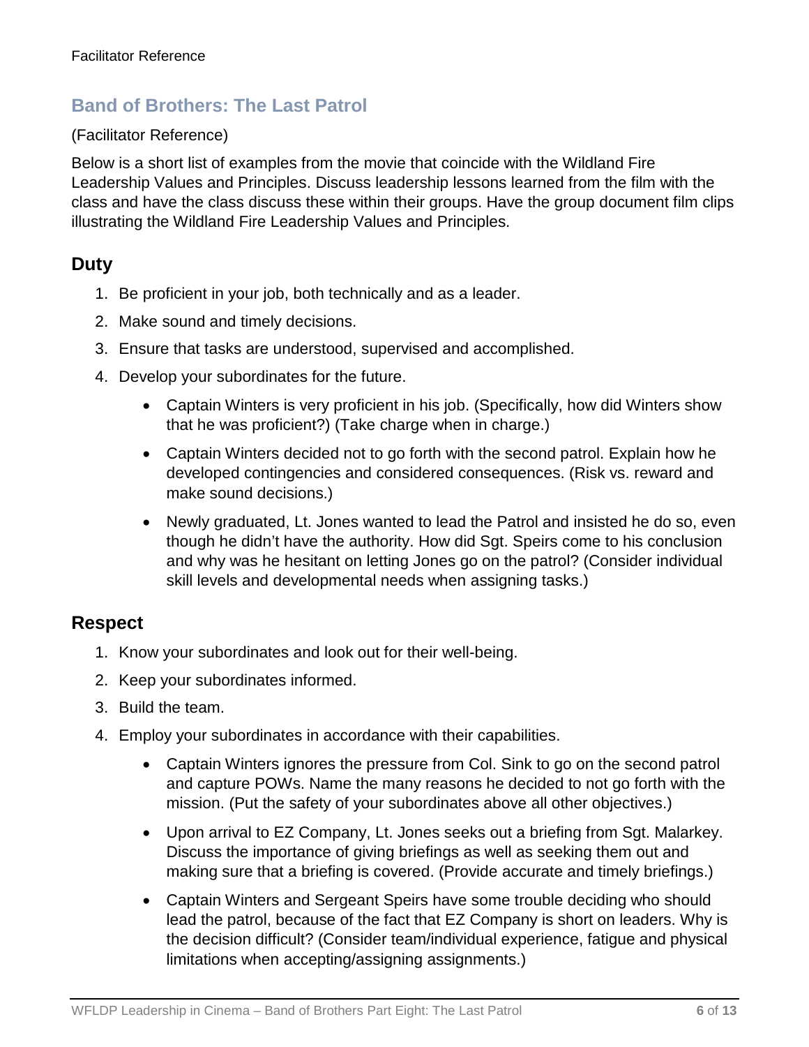## Band of Brothers: The Last Patrol

(Facilitator Reference)

Below is a short list of examples from the movie that coincide with the Wildland Fire Leadership Values and Principles. Discuss leadership lessons learned from the film with the class and have the class discuss these within their groups. Have the group document film clips illustrating the Wildland Fire Leadership Values and Principles.

### Duty

1. Be proficient in your job, both technically and as a leader.
2. Make sound and timely decisions.
3. Ensure that tasks are understood, supervised and accomplished.
4. Develop your subordinates for the future.
    - Captain Winters is very proficient in his job. (Specifically, how did Winters show that he was proficient?) (Take charge when in charge.)
    - Captain Winters decided not to go forth with the second patrol. Explain how he developed contingencies and considered consequences. (Risk vs. reward and make sound decisions.)
    - Newly graduated, Lt. Jones wanted to lead the Patrol and insisted he do so, even though he didn't have the authority. How did Sgt. Speirs come to his conclusion and why was he hesitant on letting Jones go on the patrol? (Consider individual skill levels and developmental needs when assigning tasks.)

### Respect

1. Know your subordinates and look out for their well-being.
2. Keep your subordinates informed.
3. Build the team.
4. Employ your subordinates in accordance with their capabilities.
    - Captain Winters ignores the pressure from Col. Sink to go on the second patrol and capture POWs. Name the many reasons he decided to not go forth with the mission. (Put the safety of your subordinates above all other objectives.)
    - Upon arrival to EZ Company, Lt. Jones seeks out a briefing from Sgt. Malarkey. Discuss the importance of giving briefings as well as seeking them out and making sure that a briefing is covered. (Provide accurate and timely briefings.)
    - Captain Winters and Sergeant Speirs have some trouble deciding who should lead the patrol, because of the fact that EZ Company is short on leaders. Why is the decision difficult? (Consider team/individual experience, fatigue and physical limitations when accepting/assigning assignments.)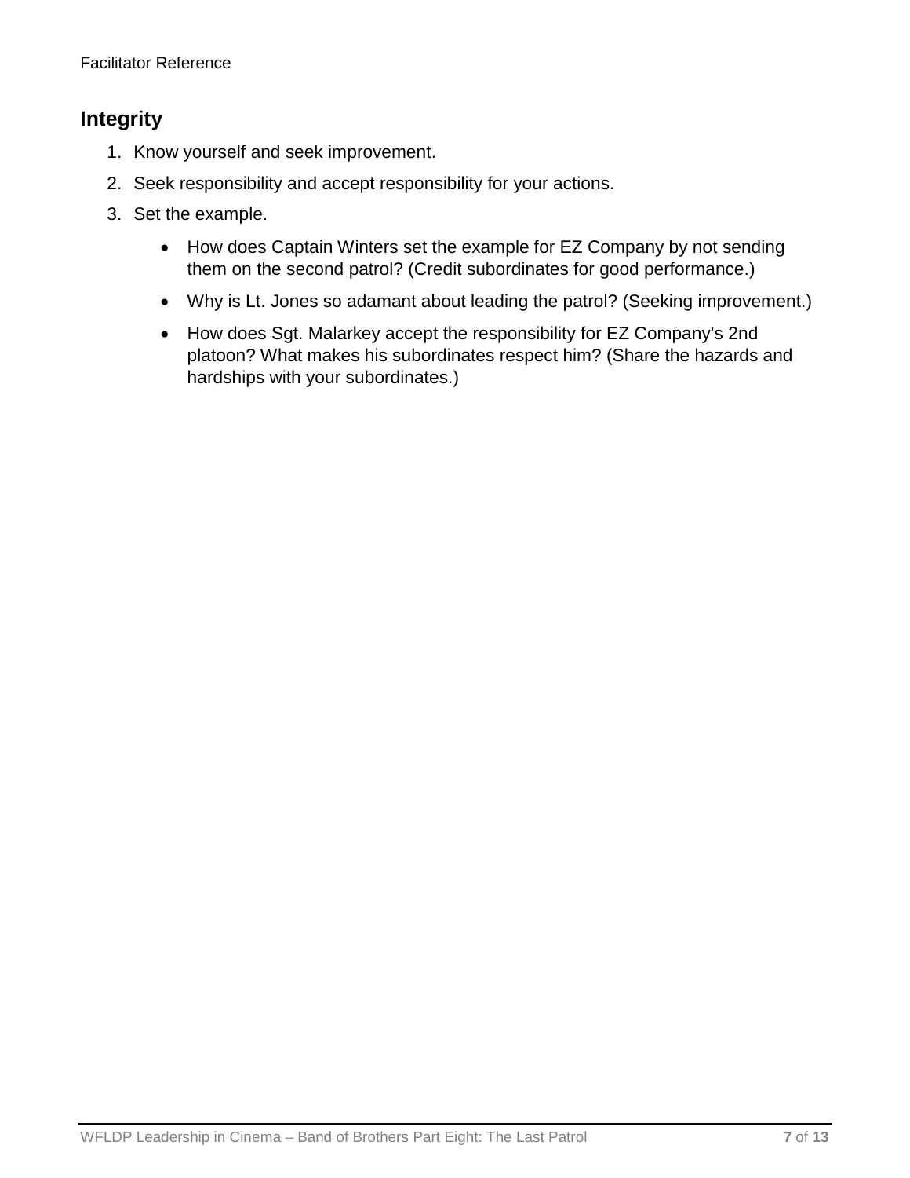## Integrity

1. Know yourself and seek improvement.
2. Seek responsibility and accept responsibility for your actions.
3. Set the example.
   - How does Captain Winters set the example for EZ Company by not sending them on the second patrol? (Credit subordinates for good performance.)
   - Why is Lt. Jones so adamant about leading the patrol? (Seeking improvement.)
   - How does Sgt. Malarkey accept the responsibility for EZ Company's 2nd platoon? What makes his subordinates respect him? (Share the hazards and hardships with your subordinates.)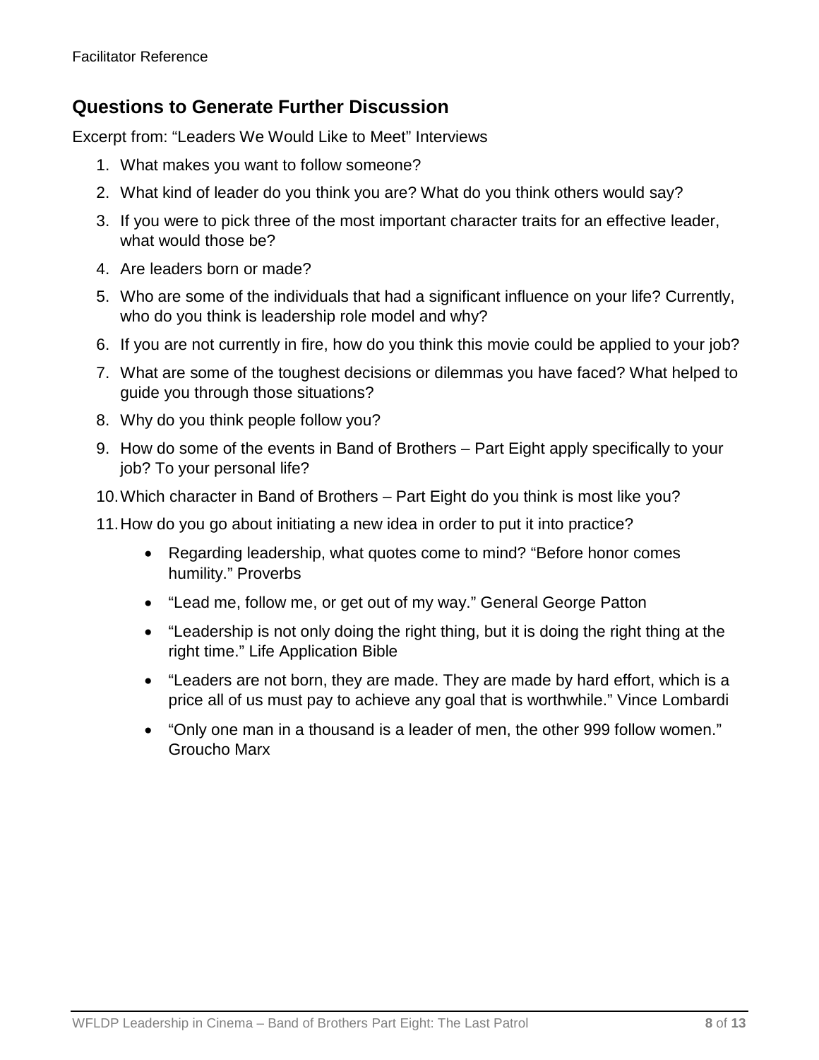Facilitator Reference

## Questions to Generate Further Discussion

Excerpt from: “Leaders We Would Like to Meet” Interviews

1. What makes you want to follow someone?
2. What kind of leader do you think you are? What do you think others would say?
3. If you were to pick three of the most important character traits for an effective leader, what would those be?
4. Are leaders born or made?
5. Who are some of the individuals that had a significant influence on your life? Currently, who do you think is leadership role model and why?
6. If you are not currently in fire, how do you think this movie could be applied to your job?
7. What are some of the toughest decisions or dilemmas you have faced? What helped to guide you through those situations?
8. Why do you think people follow you?
9. How do some of the events in Band of Brothers – Part Eight apply specifically to your job? To your personal life?
10. Which character in Band of Brothers – Part Eight do you think is most like you?
11. How do you go about initiating a new idea in order to put it into practice?
    - Regarding leadership, what quotes come to mind? “Before honor comes humility.” Proverbs
    - “Lead me, follow me, or get out of my way.” General George Patton
    - “Leadership is not only doing the right thing, but it is doing the right thing at the right time.” Life Application Bible
    - “Leaders are not born, they are made. They are made by hard effort, which is a price all of us must pay to achieve any goal that is worthwhile.” Vince Lombardi
    - “Only one man in a thousand is a leader of men, the other 999 follow women.” Groucho Marx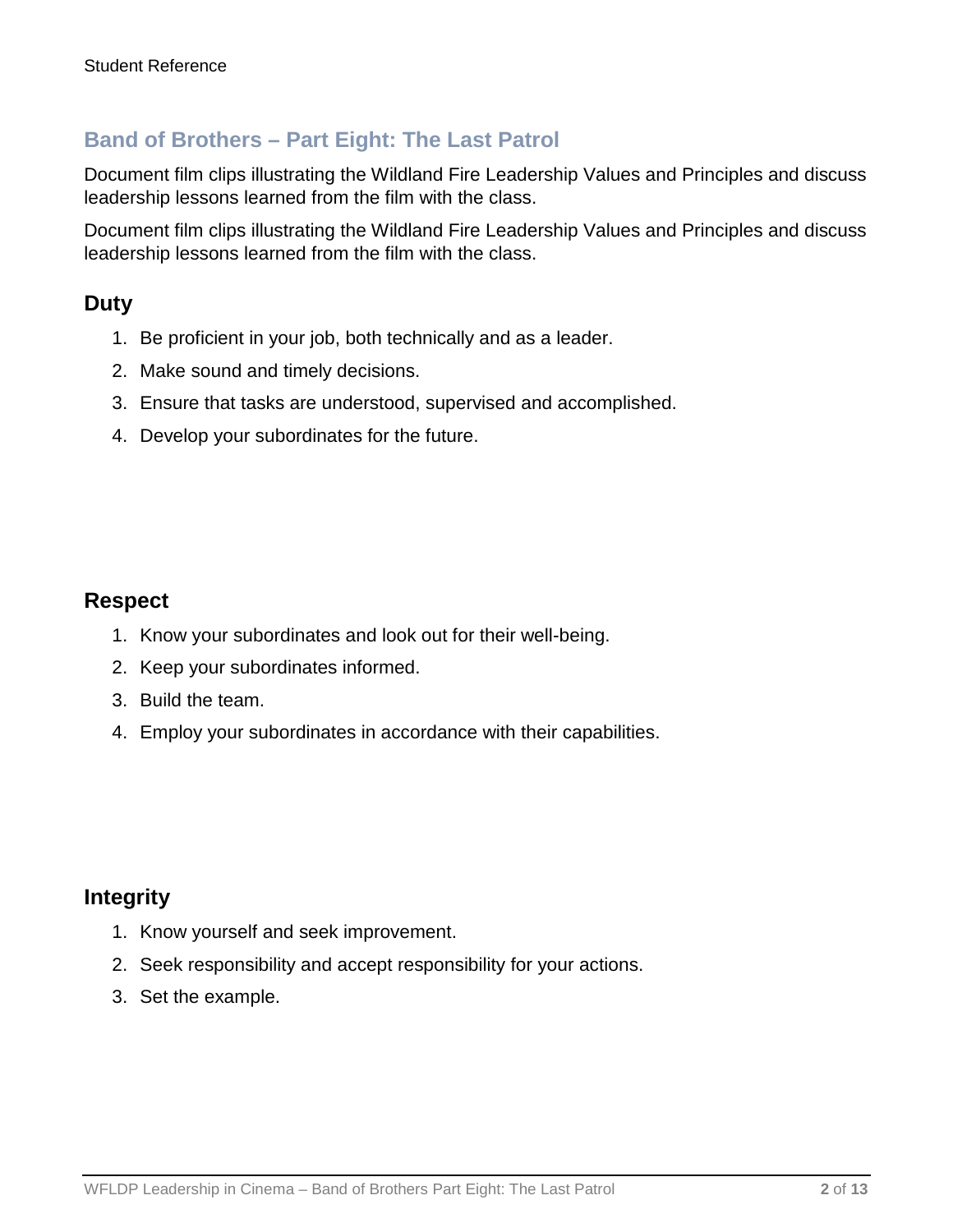## Band of Brothers – Part Eight: The Last Patrol

Document film clips illustrating the Wildland Fire Leadership Values and Principles and discuss leadership lessons learned from the film with the class.

Document film clips illustrating the Wildland Fire Leadership Values and Principles and discuss leadership lessons learned from the film with the class.

### Duty

1. Be proficient in your job, both technically and as a leader.
2. Make sound and timely decisions.
3. Ensure that tasks are understood, supervised and accomplished.
4. Develop your subordinates for the future.

### Respect

1. Know your subordinates and look out for their well-being.
2. Keep your subordinates informed.
3. Build the team.
4. Employ your subordinates in accordance with their capabilities.

### Integrity

1. Know yourself and seek improvement.
2. Seek responsibility and accept responsibility for your actions.
3. Set the example.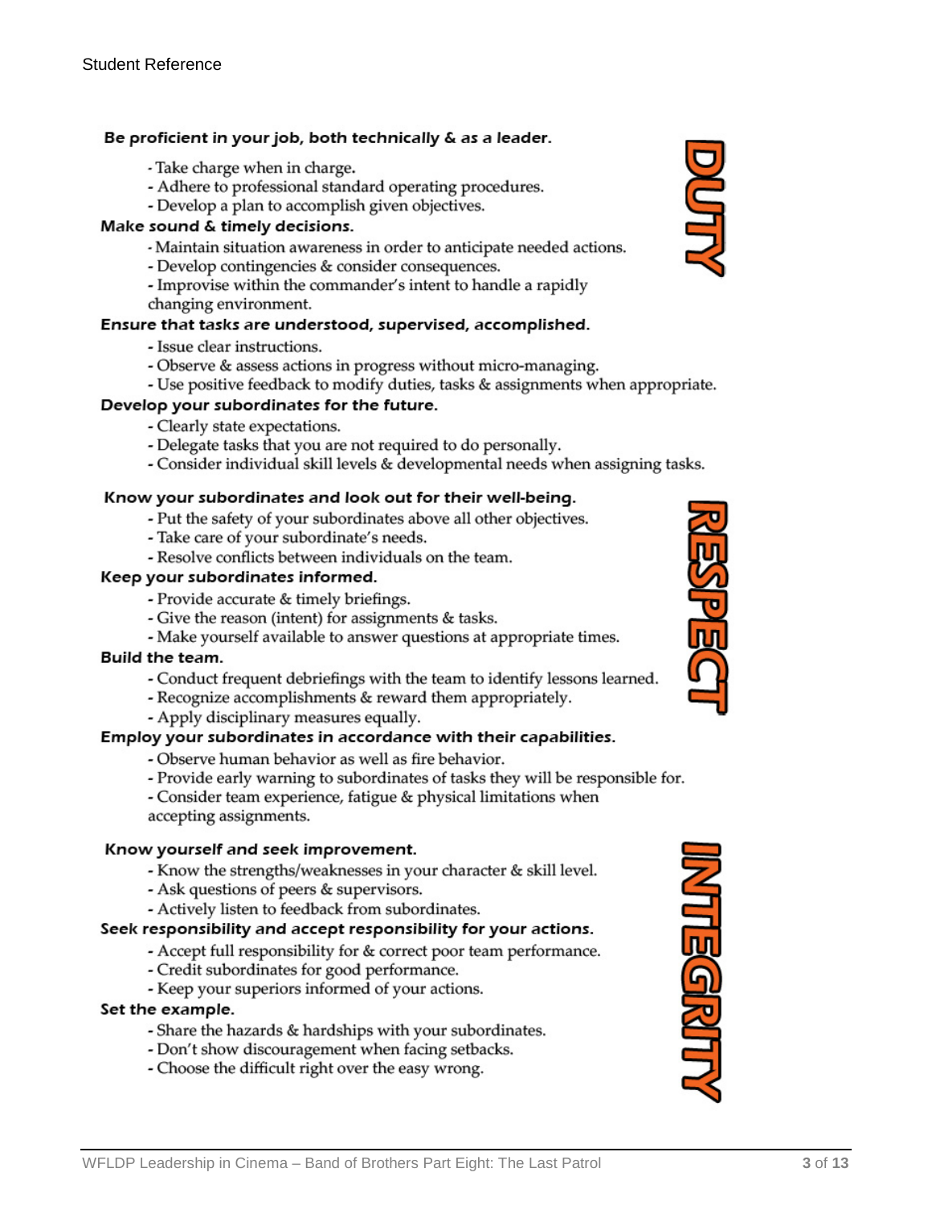Student Reference

## DUTY

**Be proficient in your job, both technically & as a leader.**

- Take charge when in charge.
- Adhere to professional standard operating procedures.
- Develop a plan to accomplish given objectives.

**Make sound & timely decisions.**

- Maintain situation awareness in order to anticipate needed actions.
- Develop contingencies & consider consequences.
- Improvise within the commander's intent to handle a rapidly changing environment.

**Ensure that tasks are understood, supervised, accomplished.**

- Issue clear instructions.
- Observe & assess actions in progress without micro-managing.
- Use positive feedback to modify duties, tasks & assignments when appropriate.

**Develop your subordinates for the future.**

- Clearly state expectations.
- Delegate tasks that you are not required to do personally.
- Consider individual skill levels & developmental needs when assigning tasks.

## RESPECT

**Know your subordinates and look out for their well-being.**

- Put the safety of your subordinates above all other objectives.
- Take care of your subordinate's needs.
- Resolve conflicts between individuals on the team.

**Keep your subordinates informed.**

- Provide accurate & timely briefings.
- Give the reason (intent) for assignments & tasks.
- Make yourself available to answer questions at appropriate times.

**Build the team.**

- Conduct frequent debriefings with the team to identify lessons learned.
- Recognize accomplishments & reward them appropriately.
- Apply disciplinary measures equally.

**Employ your subordinates in accordance with their capabilities.**

- Observe human behavior as well as fire behavior.
- Provide early warning to subordinates of tasks they will be responsible for.
- Consider team experience, fatigue & physical limitations when accepting assignments.

## INTEGRITY

**Know yourself and seek improvement.**

- Know the strengths/weaknesses in your character & skill level.
- Ask questions of peers & supervisors.
- Actively listen to feedback from subordinates.

**Seek responsibility and accept responsibility for your actions.**

- Accept full responsibility for & correct poor team performance.
- Credit subordinates for good performance.
- Keep your superiors informed of your actions.

**Set the example.**

- Share the hazards & hardships with your subordinates.
- Don't show discouragement when facing setbacks.
- Choose the difficult right over the easy wrong.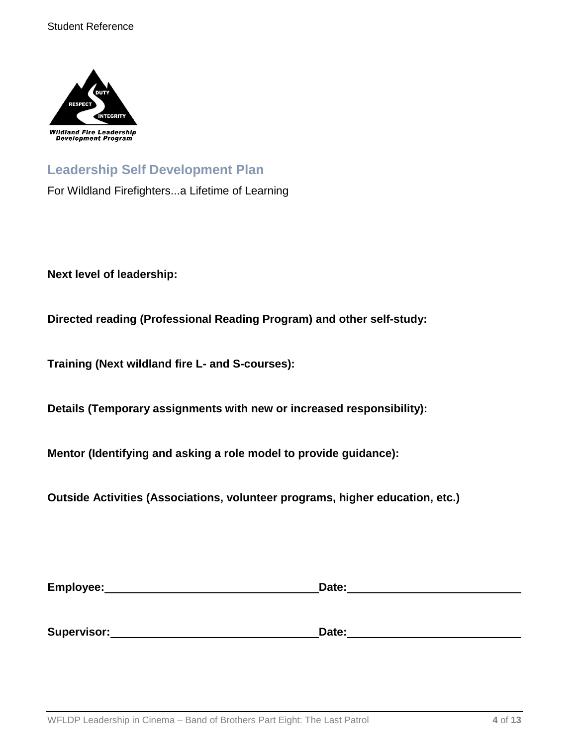## Leadership Self Development Plan

For Wildland Firefighters...a Lifetime of Learning

**Next level of leadership:**

**Directed reading (Professional Reading Program) and other self-study:**

**Training (Next wildland fire L- and S-courses):**

**Details (Temporary assignments with new or increased responsibility):**

**Mentor (Identifying and asking a role model to provide guidance):**

**Outside Activities (Associations, volunteer programs, higher education, etc.)**

**Employee:** ______________________________ **Date:** ________________________

**Supervisor:** ______________________________ **Date:** ________________________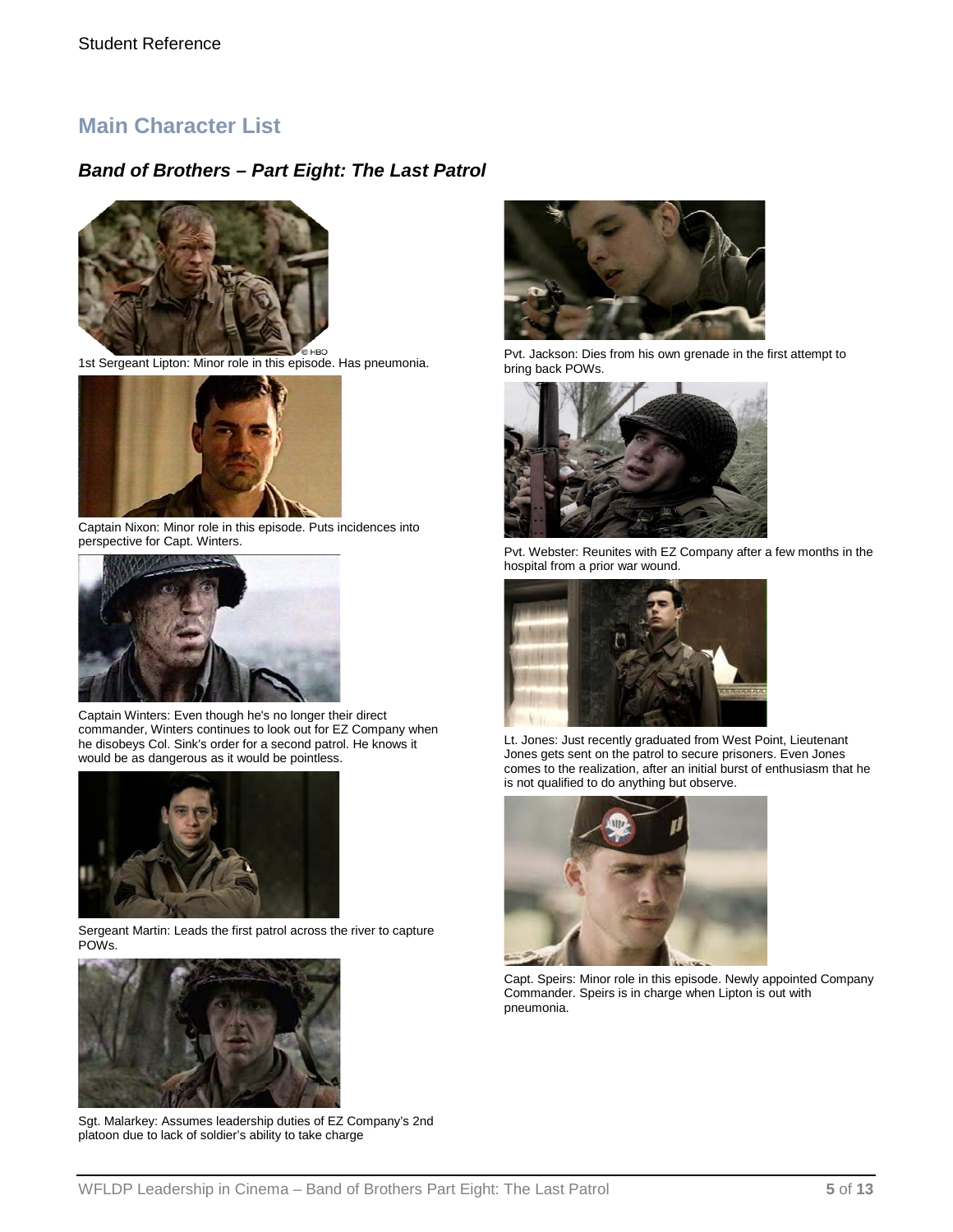Student Reference

## Main Character List

### *Band of Brothers – Part Eight: The Last Patrol*

1st Sergeant Lipton: Minor role in this episode. Has pneumonia.

Captain Nixon: Minor role in this episode. Puts incidences into perspective for Capt. Winters.

Captain Winters: Even though he's no longer their direct commander, Winters continues to look out for EZ Company when he disobeys Col. Sink's order for a second patrol. He knows it would be as dangerous as it would be pointless.

Sergeant Martin: Leads the first patrol across the river to capture POWs.

Sgt. Malarkey: Assumes leadership duties of EZ Company's 2nd platoon due to lack of soldier's ability to take charge

Pvt. Jackson: Dies from his own grenade in the first attempt to bring back POWs.

Pvt. Webster: Reunites with EZ Company after a few months in the hospital from a prior war wound.

Lt. Jones: Just recently graduated from West Point, Lieutenant Jones gets sent on the patrol to secure prisoners. Even Jones comes to the realization, after an initial burst of enthusiasm that he is not qualified to do anything but observe.

Capt. Speirs: Minor role in this episode. Newly appointed Company Commander. Speirs is in charge when Lipton is out with pneumonia.